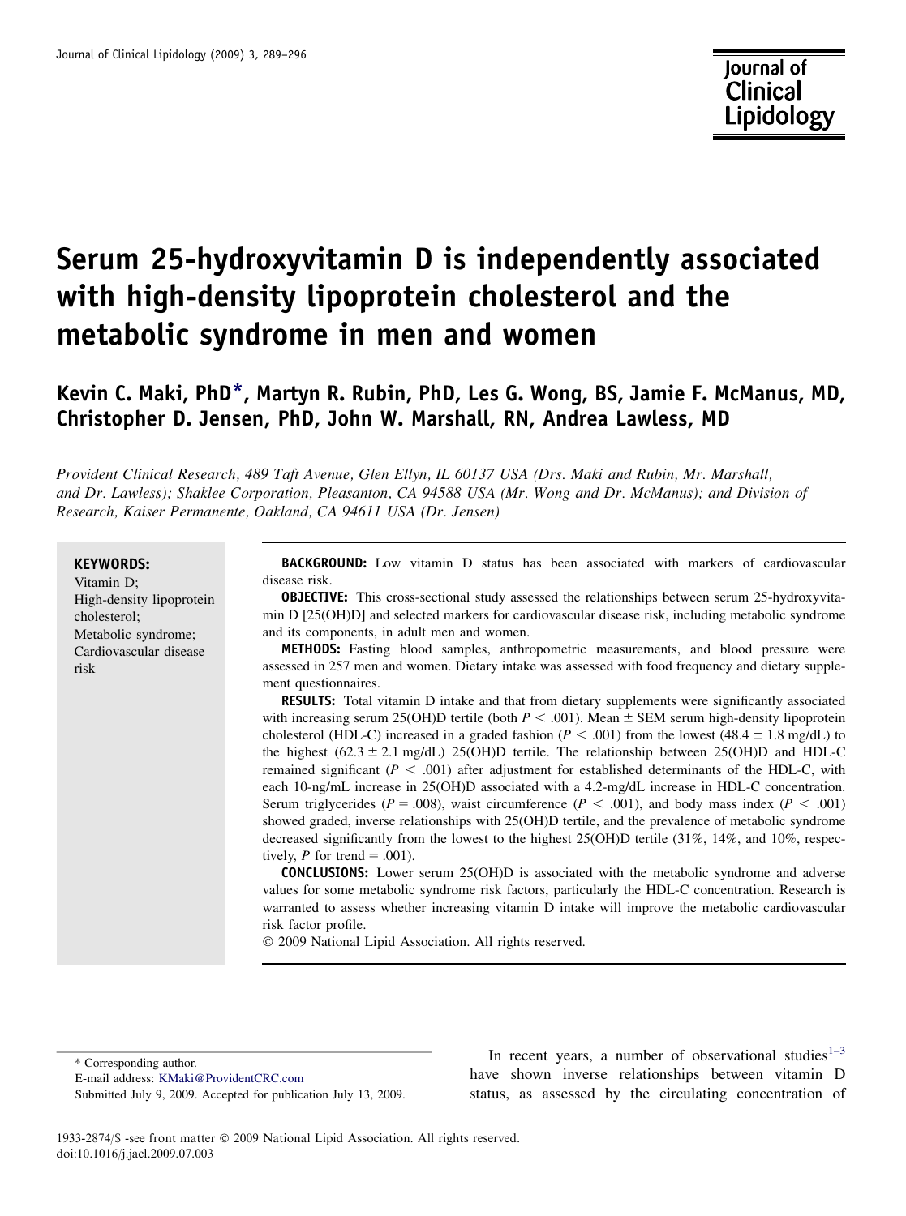# Serum 25-hydroxyvitamin D is independently associated with high-density lipoprotein cholesterol and the metabolic syndrome in men and women

**Kevin C. Maki, PhD*, Martyn R. Rubin, PhD, Les G. Wong, BS, Jamie F. McManus, MD, Christopher D. Jensen, PhD, John W. Marshall, RN, Andrea Lawless, MD**

*Provident Clinical Research, 489 Taft Avenue, Glen Ellyn, IL 60137 USA (Drs. Maki and Rubin, Mr. Marshall, and Dr. Lawless); Shaklee Corporation, Pleasanton, CA 94588 USA (Mr. Wong and Dr. McManus); and Division of Research, Kaiser Permanente, Oakland, CA 94611 USA (Dr. Jensen)*

**KEYWORDS:**
Vitamin D;
High-density lipoprotein cholesterol;
Metabolic syndrome;
Cardiovascular disease risk

**BACKGROUND:** Low vitamin D status has been associated with markers of cardiovascular disease risk.

**OBJECTIVE:** This cross-sectional study assessed the relationships between serum 25-hydroxyvitamin D [25(OH)D] and selected markers for cardiovascular disease risk, including metabolic syndrome and its components, in adult men and women.

**METHODS:** Fasting blood samples, anthropometric measurements, and blood pressure were assessed in 257 men and women. Dietary intake was assessed with food frequency and dietary supplement questionnaires.

**RESULTS:** Total vitamin D intake and that from dietary supplements were significantly associated with increasing serum 25(OH)D tertile (both $P < .001$). Mean ± SEM serum high-density lipoprotein cholesterol (HDL-C) increased in a graded fashion ($P < .001$) from the lowest (48.4 ± 1.8 mg/dL) to the highest (62.3 ± 2.1 mg/dL) 25(OH)D tertile. The relationship between 25(OH)D and HDL-C remained significant ($P < .001$) after adjustment for established determinants of the HDL-C, with each 10-ng/mL increase in 25(OH)D associated with a 4.2-mg/dL increase in HDL-C concentration. Serum triglycerides ($P = .008$), waist circumference ($P < .001$), and body mass index ($P < .001$) showed graded, inverse relationships with 25(OH)D tertile, and the prevalence of metabolic syndrome decreased significantly from the lowest to the highest 25(OH)D tertile (31%, 14%, and 10%, respectively, $P$ for trend = .001).

**CONCLUSIONS:** Lower serum 25(OH)D is associated with the metabolic syndrome and adverse values for some metabolic syndrome risk factors, particularly the HDL-C concentration. Research is warranted to assess whether increasing vitamin D intake will improve the metabolic cardiovascular risk factor profile.

© 2009 National Lipid Association. All rights reserved.

\* Corresponding author.
E-mail address: KMaki@ProvidentCRC.com
Submitted July 9, 2009. Accepted for publication July 13, 2009.

In recent years, a number of observational studies[1–3] have shown inverse relationships between vitamin D status, as assessed by the circulating concentration of

1933-2874/$ -see front matter © 2009 National Lipid Association. All rights reserved.
doi:10.1016/j.jacl.2009.07.003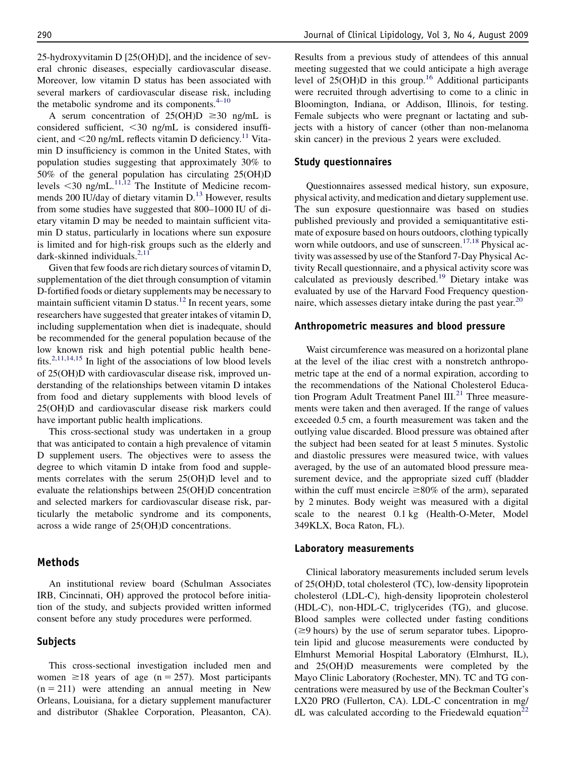25-hydroxyvitamin D [25(OH)D], and the incidence of several chronic diseases, especially cardiovascular disease. Moreover, low vitamin D status has been associated with several markers of cardiovascular disease risk, including the metabolic syndrome and its components.[4–10]

A serum concentration of 25(OH)D $\geq$30 ng/mL is considered sufficient, <30 ng/mL is considered insufficient, and <20 ng/mL reflects vitamin D deficiency.[11] Vitamin D insufficiency is common in the United States, with population studies suggesting that approximately 30% to 50% of the general population has circulating 25(OH)D levels <30 ng/mL.[11,12] The Institute of Medicine recommends 200 IU/day of dietary vitamin D.[13] However, results from some studies have suggested that 800–1000 IU of dietary vitamin D may be needed to maintain sufficient vitamin D status, particularly in locations where sun exposure is limited and for high-risk groups such as the elderly and dark-skinned individuals.[2,11]

Given that few foods are rich dietary sources of vitamin D, supplementation of the diet through consumption of vitamin D-fortified foods or dietary supplements may be necessary to maintain sufficient vitamin D status.[12] In recent years, some researchers have suggested that greater intakes of vitamin D, including supplementation when diet is inadequate, should be recommended for the general population because of the low known risk and high potential public health benefits.[2,11,14,15] In light of the associations of low blood levels of 25(OH)D with cardiovascular disease risk, improved understanding of the relationships between vitamin D intakes from food and dietary supplements with blood levels of 25(OH)D and cardiovascular disease risk markers could have important public health implications.

This cross-sectional study was undertaken in a group that was anticipated to contain a high prevalence of vitamin D supplement users. The objectives were to assess the degree to which vitamin D intake from food and supplements correlates with the serum 25(OH)D level and to evaluate the relationships between 25(OH)D concentration and selected markers for cardiovascular disease risk, particularly the metabolic syndrome and its components, across a wide range of 25(OH)D concentrations.

## Methods

An institutional review board (Schulman Associates IRB, Cincinnati, OH) approved the protocol before initiation of the study, and subjects provided written informed consent before any study procedures were performed.

### Subjects

This cross-sectional investigation included men and women $\geq$18 years of age (n = 257). Most participants (n = 211) were attending an annual meeting in New Orleans, Louisiana, for a dietary supplement manufacturer and distributor (Shaklee Corporation, Pleasanton, CA). Results from a previous study of attendees of this annual meeting suggested that we could anticipate a high average level of 25(OH)D in this group.[16] Additional participants were recruited through advertising to come to a clinic in Bloomington, Indiana, or Addison, Illinois, for testing. Female subjects who were pregnant or lactating and subjects with a history of cancer (other than non-melanoma skin cancer) in the previous 2 years were excluded.

### Study questionnaires

Questionnaires assessed medical history, sun exposure, physical activity, and medication and dietary supplement use. The sun exposure questionnaire was based on studies published previously and provided a semiquantitative estimate of exposure based on hours outdoors, clothing typically worn while outdoors, and use of sunscreen.[17,18] Physical activity was assessed by use of the Stanford 7-Day Physical Activity Recall questionnaire, and a physical activity score was calculated as previously described.[19] Dietary intake was evaluated by use of the Harvard Food Frequency questionnaire, which assesses dietary intake during the past year.[20]

### Anthropometric measures and blood pressure

Waist circumference was measured on a horizontal plane at the level of the iliac crest with a nonstretch anthropometric tape at the end of a normal expiration, according to the recommendations of the National Cholesterol Education Program Adult Treatment Panel III.[21] Three measurements were taken and then averaged. If the range of values exceeded 0.5 cm, a fourth measurement was taken and the outlying value discarded. Blood pressure was obtained after the subject had been seated for at least 5 minutes. Systolic and diastolic pressures were measured twice, with values averaged, by the use of an automated blood pressure measurement device, and the appropriate sized cuff (bladder within the cuff must encircle $\geq$80% of the arm), separated by 2 minutes. Body weight was measured with a digital scale to the nearest 0.1 kg (Health-O-Meter, Model 349KLX, Boca Raton, FL).

### Laboratory measurements

Clinical laboratory measurements included serum levels of 25(OH)D, total cholesterol (TC), low-density lipoprotein cholesterol (LDL-C), high-density lipoprotein cholesterol (HDL-C), non-HDL-C, triglycerides (TG), and glucose. Blood samples were collected under fasting conditions ($\geq$9 hours) by the use of serum separator tubes. Lipoprotein lipid and glucose measurements were conducted by Elmhurst Memorial Hospital Laboratory (Elmhurst, IL), and 25(OH)D measurements were completed by the Mayo Clinic Laboratory (Rochester, MN). TC and TG concentrations were measured by use of the Beckman Coulter's LX20 PRO (Fullerton, CA). LDL-C concentration in mg/dL was calculated according to the Friedewald equation[22]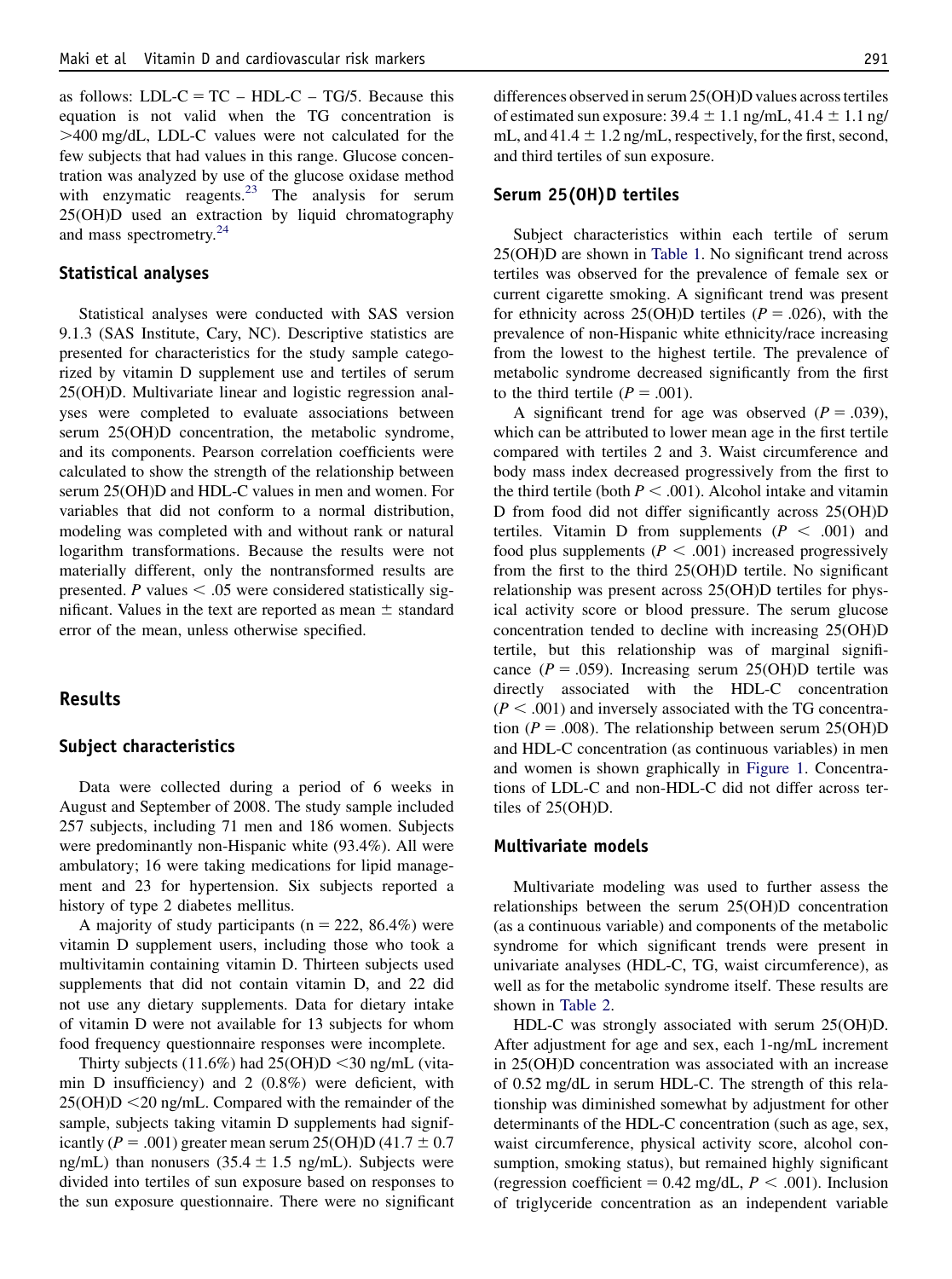as follows: LDL-C = TC – HDL-C – TG/5. Because this equation is not valid when the TG concentration is >400 mg/dL, LDL-C values were not calculated for the few subjects that had values in this range. Glucose concentration was analyzed by use of the glucose oxidase method with enzymatic reagents.[23] The analysis for serum 25(OH)D used an extraction by liquid chromatography and mass spectrometry.[24]

### Statistical analyses

Statistical analyses were conducted with SAS version 9.1.3 (SAS Institute, Cary, NC). Descriptive statistics are presented for characteristics for the study sample categorized by vitamin D supplement use and tertiles of serum 25(OH)D. Multivariate linear and logistic regression analyses were completed to evaluate associations between serum 25(OH)D concentration, the metabolic syndrome, and its components. Pearson correlation coefficients were calculated to show the strength of the relationship between serum 25(OH)D and HDL-C values in men and women. For variables that did not conform to a normal distribution, modeling was completed with and without rank or natural logarithm transformations. Because the results were not materially different, only the nontransformed results are presented. $P$ values < .05 were considered statistically significant. Values in the text are reported as mean ± standard error of the mean, unless otherwise specified.

## Results

### Subject characteristics

Data were collected during a period of 6 weeks in August and September of 2008. The study sample included 257 subjects, including 71 men and 186 women. Subjects were predominantly non-Hispanic white (93.4%). All were ambulatory; 16 were taking medications for lipid management and 23 for hypertension. Six subjects reported a history of type 2 diabetes mellitus.

A majority of study participants (n = 222, 86.4%) were vitamin D supplement users, including those who took a multivitamin containing vitamin D. Thirteen subjects used supplements that did not contain vitamin D, and 22 did not use any dietary supplements. Data for dietary intake of vitamin D were not available for 13 subjects for whom food frequency questionnaire responses were incomplete.

Thirty subjects (11.6%) had 25(OH)D <30 ng/mL (vitamin D insufficiency) and 2 (0.8%) were deficient, with 25(OH)D <20 ng/mL. Compared with the remainder of the sample, subjects taking vitamin D supplements had significantly ($P$ = .001) greater mean serum 25(OH)D (41.7 ± 0.7 ng/mL) than nonusers (35.4 ± 1.5 ng/mL). Subjects were divided into tertiles of sun exposure based on responses to the sun exposure questionnaire. There were no significant differences observed in serum 25(OH)D values across tertiles of estimated sun exposure: 39.4 ± 1.1 ng/mL, 41.4 ± 1.1 ng/mL, and 41.4 ± 1.2 ng/mL, respectively, for the first, second, and third tertiles of sun exposure.

### Serum 25(OH)D tertiles

Subject characteristics within each tertile of serum 25(OH)D are shown in Table 1. No significant trend across tertiles was observed for the prevalence of female sex or current cigarette smoking. A significant trend was present for ethnicity across 25(OH)D tertiles ($P$ = .026), with the prevalence of non-Hispanic white ethnicity/race increasing from the lowest to the highest tertile. The prevalence of metabolic syndrome decreased significantly from the first to the third tertile ($P$ = .001).

A significant trend for age was observed ($P$ = .039), which can be attributed to lower mean age in the first tertile compared with tertiles 2 and 3. Waist circumference and body mass index decreased progressively from the first to the third tertile (both $P$ < .001). Alcohol intake and vitamin D from food did not differ significantly across 25(OH)D tertiles. Vitamin D from supplements ($P$ < .001) and food plus supplements ($P$ < .001) increased progressively from the first to the third 25(OH)D tertile. No significant relationship was present across 25(OH)D tertiles for physical activity score or blood pressure. The serum glucose concentration tended to decline with increasing 25(OH)D tertile, but this relationship was of marginal significance ($P$ = .059). Increasing serum 25(OH)D tertile was directly associated with the HDL-C concentration ($P$ < .001) and inversely associated with the TG concentration ($P$ = .008). The relationship between serum 25(OH)D and HDL-C concentration (as continuous variables) in men and women is shown graphically in Figure 1. Concentrations of LDL-C and non-HDL-C did not differ across tertiles of 25(OH)D.

### Multivariate models

Multivariate modeling was used to further assess the relationships between the serum 25(OH)D concentration (as a continuous variable) and components of the metabolic syndrome for which significant trends were present in univariate analyses (HDL-C, TG, waist circumference), as well as for the metabolic syndrome itself. These results are shown in Table 2.

HDL-C was strongly associated with serum 25(OH)D. After adjustment for age and sex, each 1-ng/mL increment in 25(OH)D concentration was associated with an increase of 0.52 mg/dL in serum HDL-C. The strength of this relationship was diminished somewhat by adjustment for other determinants of the HDL-C concentration (such as age, sex, waist circumference, physical activity score, alcohol consumption, smoking status), but remained highly significant (regression coefficient = 0.42 mg/dL, $P$ < .001). Inclusion of triglyceride concentration as an independent variable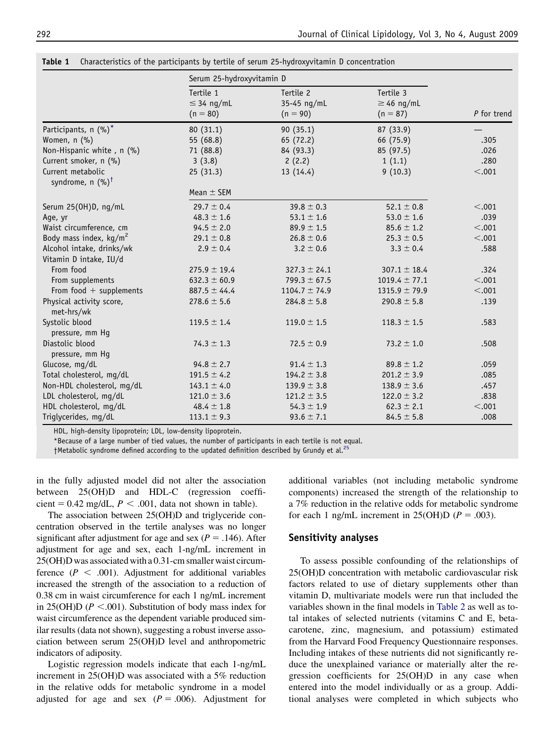**Table 1** Characteristics of the participants by tertile of serum 25-hydroxyvitamin D concentration

| | Serum 25-hydroxyvitamin D | | | |
|---|---|---|---|---|
| | Tertile 1 ≤ 34 ng/mL (n = 80) | Tertile 2 35-45 ng/mL (n = 90) | Tertile 3 ≥ 46 ng/mL (n = 87) | *P* for trend |
| Participants, n (%)* | 80 (31.1) | 90 (35.1) | 87 (33.9) | — |
| Women, n (%) | 55 (68.8) | 65 (72.2) | 66 (75.9) | .305 |
| Non-Hispanic white , n (%) | 71 (88.8) | 84 (93.3) | 85 (97.5) | .026 |
| Current smoker, n (%) | 3 (3.8) | 2 (2.2) | 1 (1.1) | .280 |
| Current metabolic syndrome, n (%)† | 25 (31.3) | 13 (14.4) | 9 (10.3) | <.001 |
| | Mean ± SEM | | | |
| Serum 25(OH)D, ng/mL | 29.7 ± 0.4 | 39.8 ± 0.3 | 52.1 ± 0.8 | <.001 |
| Age, yr | 48.3 ± 1.6 | 53.1 ± 1.6 | 53.0 ± 1.6 | .039 |
| Waist circumference, cm | 94.5 ± 2.0 | 89.9 ± 1.5 | 85.6 ± 1.2 | <.001 |
| Body mass index, kg/m$^2$ | 29.1 ± 0.8 | 26.8 ± 0.6 | 25.3 ± 0.5 | <.001 |
| Alcohol intake, drinks/wk | 2.9 ± 0.4 | 3.2 ± 0.6 | 3.3 ± 0.4 | .588 |
| Vitamin D intake, IU/d | | | | |
| From food | 275.9 ± 19.4 | 327.3 ± 24.1 | 307.1 ± 18.4 | .324 |
| From supplements | 632.3 ± 60.9 | 799.3 ± 67.5 | 1019.4 ± 77.1 | <.001 |
| From food + supplements | 887.5 ± 44.4 | 1104.7 ± 74.9 | 1315.9 ± 79.9 | <.001 |
| Physical activity score, met-hrs/wk | 278.6 ± 5.6 | 284.8 ± 5.8 | 290.8 ± 5.8 | .139 |
| Systolic blood pressure, mm Hg | 119.5 ± 1.4 | 119.0 ± 1.5 | 118.3 ± 1.5 | .583 |
| Diastolic blood pressure, mm Hg | 74.3 ± 1.3 | 72.5 ± 0.9 | 73.2 ± 1.0 | .508 |
| Glucose, mg/dL | 94.8 ± 2.7 | 91.4 ± 1.3 | 89.8 ± 1.2 | .059 |
| Total cholesterol, mg/dL | 191.5 ± 4.2 | 194.2 ± 3.8 | 201.2 ± 3.9 | .085 |
| Non-HDL cholesterol, mg/dL | 143.1 ± 4.0 | 139.9 ± 3.8 | 138.9 ± 3.6 | .457 |
| LDL cholesterol, mg/dL | 121.0 ± 3.6 | 121.2 ± 3.5 | 122.0 ± 3.2 | .838 |
| HDL cholesterol, mg/dL | 48.4 ± 1.8 | 54.3 ± 1.9 | 62.3 ± 2.1 | <.001 |
| Triglycerides, mg/dL | 113.1 ± 9.3 | 93.6 ± 7.1 | 84.5 ± 5.8 | .008 |

HDL, high-density lipoprotein; LDL, low-density lipoprotein.

*Because of a large number of tied values, the number of participants in each tertile is not equal.

†Metabolic syndrome defined according to the updated definition described by Grundy et al.[25]

in the fully adjusted model did not alter the association between 25(OH)D and HDL-C (regression coefficient = 0.42 mg/dL, $P < .001$, data not shown in table).

The association between 25(OH)D and triglyceride concentration observed in the tertile analyses was no longer significant after adjustment for age and sex ($P = .146$). After adjustment for age and sex, each 1-ng/mL increment in 25(OH)D was associated with a 0.31-cm smaller waist circumference ($P < .001$). Adjustment for additional variables increased the strength of the association to a reduction of 0.38 cm in waist circumference for each 1 ng/mL increment in 25(OH)D ($P <.001$). Substitution of body mass index for waist circumference as the dependent variable produced similar results (data not shown), suggesting a robust inverse association between serum 25(OH)D level and anthropometric indicators of adiposity.

Logistic regression models indicate that each 1-ng/mL increment in 25(OH)D was associated with a 5% reduction in the relative odds for metabolic syndrome in a model adjusted for age and sex ($P = .006$). Adjustment for additional variables (not including metabolic syndrome components) increased the strength of the relationship to a 7% reduction in the relative odds for metabolic syndrome for each 1 ng/mL increment in 25(OH)D ($P = .003$).

## Sensitivity analyses

To assess possible confounding of the relationships of 25(OH)D concentration with metabolic cardiovascular risk factors related to use of dietary supplements other than vitamin D, multivariate models were run that included the variables shown in the final models in Table 2 as well as total intakes of selected nutrients (vitamins C and E, beta-carotene, zinc, magnesium, and potassium) estimated from the Harvard Food Frequency Questionnaire responses. Including intakes of these nutrients did not significantly reduce the unexplained variance or materially alter the regression coefficients for 25(OH)D in any case when entered into the model individually or as a group. Additional analyses were completed in which subjects who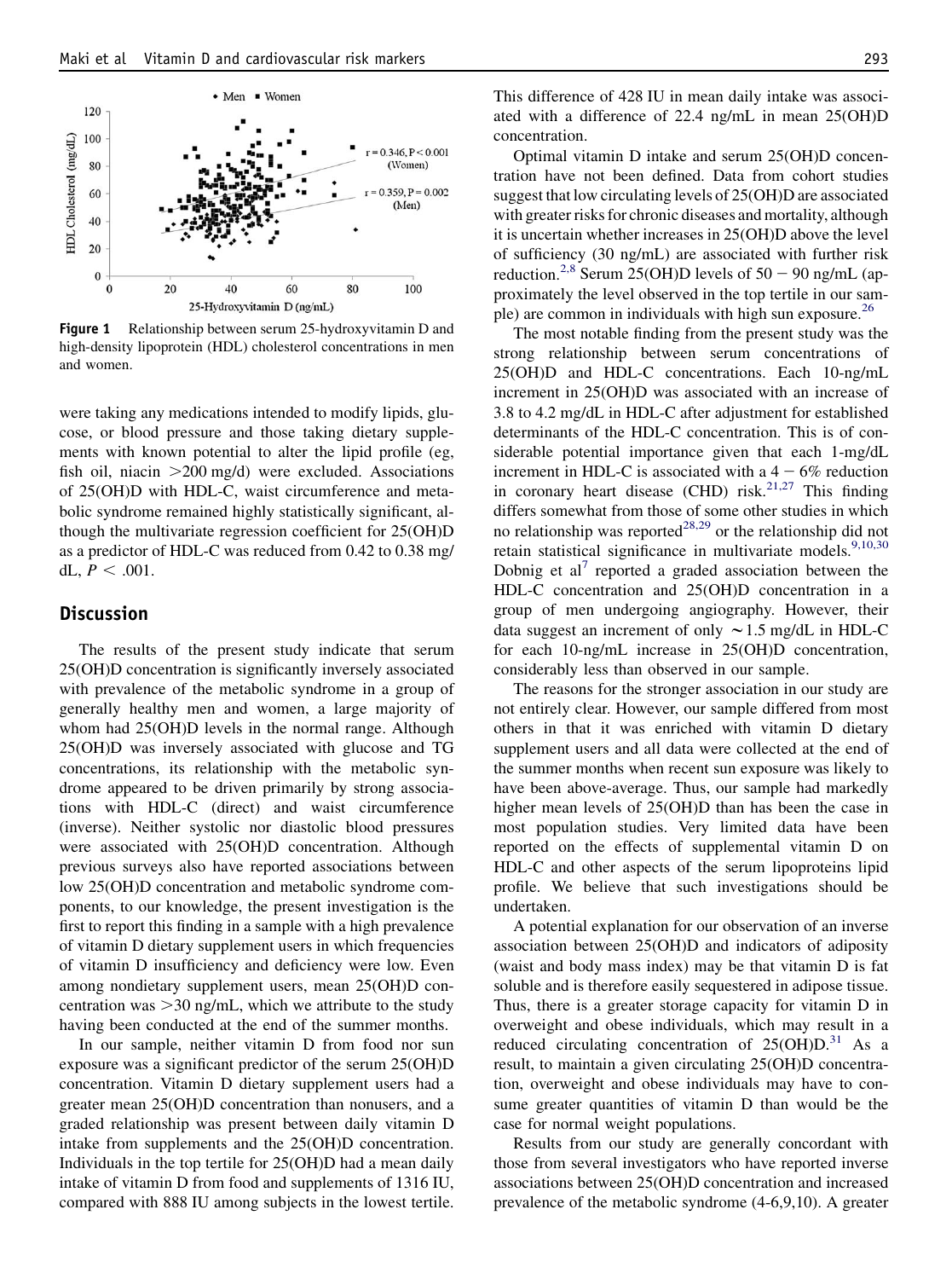**Figure 1** Relationship between serum 25-hydroxyvitamin D and high-density lipoprotein (HDL) cholesterol concentrations in men and women.

were taking any medications intended to modify lipids, glucose, or blood pressure and those taking dietary supplements with known potential to alter the lipid profile (eg, fish oil, niacin >200 mg/d) were excluded. Associations of 25(OH)D with HDL-C, waist circumference and metabolic syndrome remained highly statistically significant, although the multivariate regression coefficient for 25(OH)D as a predictor of HDL-C was reduced from 0.42 to 0.38 mg/dL, $P < .001$.

## Discussion

The results of the present study indicate that serum 25(OH)D concentration is significantly inversely associated with prevalence of the metabolic syndrome in a group of generally healthy men and women, a large majority of whom had 25(OH)D levels in the normal range. Although 25(OH)D was inversely associated with glucose and TG concentrations, its relationship with the metabolic syndrome appeared to be driven primarily by strong associations with HDL-C (direct) and waist circumference (inverse). Neither systolic nor diastolic blood pressures were associated with 25(OH)D concentration. Although previous surveys also have reported associations between low 25(OH)D concentration and metabolic syndrome components, to our knowledge, the present investigation is the first to report this finding in a sample with a high prevalence of vitamin D dietary supplement users in which frequencies of vitamin D insufficiency and deficiency were low. Even among nondietary supplement users, mean 25(OH)D concentration was >30 ng/mL, which we attribute to the study having been conducted at the end of the summer months.

In our sample, neither vitamin D from food nor sun exposure was a significant predictor of the serum 25(OH)D concentration. Vitamin D dietary supplement users had a greater mean 25(OH)D concentration than nonusers, and a graded relationship was present between daily vitamin D intake from supplements and the 25(OH)D concentration. Individuals in the top tertile for 25(OH)D had a mean daily intake of vitamin D from food and supplements of 1316 IU, compared with 888 IU among subjects in the lowest tertile. This difference of 428 IU in mean daily intake was associated with a difference of 22.4 ng/mL in mean 25(OH)D concentration.

Optimal vitamin D intake and serum 25(OH)D concentration have not been defined. Data from cohort studies suggest that low circulating levels of 25(OH)D are associated with greater risks for chronic diseases and mortality, although it is uncertain whether increases in 25(OH)D above the level of sufficiency (30 ng/mL) are associated with further risk reduction.[2,8] Serum 25(OH)D levels of 50 − 90 ng/mL (approximately the level observed in the top tertile in our sample) are common in individuals with high sun exposure.[26]

The most notable finding from the present study was the strong relationship between serum concentrations of 25(OH)D and HDL-C concentrations. Each 10-ng/mL increment in 25(OH)D was associated with an increase of 3.8 to 4.2 mg/dL in HDL-C after adjustment for established determinants of the HDL-C concentration. This is of considerable potential importance given that each 1-mg/dL increment in HDL-C is associated with a 4 − 6% reduction in coronary heart disease (CHD) risk.[21,27] This finding differs somewhat from those of some other studies in which no relationship was reported[28,29] or the relationship did not retain statistical significance in multivariate models.[9,10,30] Dobnig et al[7] reported a graded association between the HDL-C concentration and 25(OH)D concentration in a group of men undergoing angiography. However, their data suggest an increment of only ∼1.5 mg/dL in HDL-C for each 10-ng/mL increase in 25(OH)D concentration, considerably less than observed in our sample.

The reasons for the stronger association in our study are not entirely clear. However, our sample differed from most others in that it was enriched with vitamin D dietary supplement users and all data were collected at the end of the summer months when recent sun exposure was likely to have been above-average. Thus, our sample had markedly higher mean levels of 25(OH)D than has been the case in most population studies. Very limited data have been reported on the effects of supplemental vitamin D on HDL-C and other aspects of the serum lipoproteins lipid profile. We believe that such investigations should be undertaken.

A potential explanation for our observation of an inverse association between 25(OH)D and indicators of adiposity (waist and body mass index) may be that vitamin D is fat soluble and is therefore easily sequestered in adipose tissue. Thus, there is a greater storage capacity for vitamin D in overweight and obese individuals, which may result in a reduced circulating concentration of 25(OH)D.[31] As a result, to maintain a given circulating 25(OH)D concentration, overweight and obese individuals may have to consume greater quantities of vitamin D than would be the case for normal weight populations.

Results from our study are generally concordant with those from several investigators who have reported inverse associations between 25(OH)D concentration and increased prevalence of the metabolic syndrome (4-6,9,10). A greater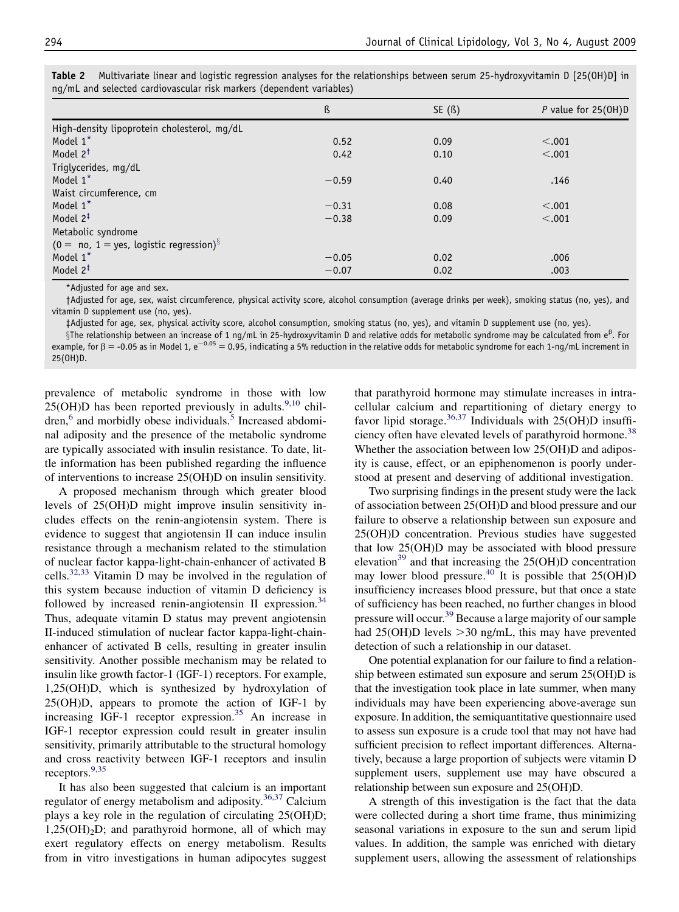**Table 2** Multivariate linear and logistic regression analyses for the relationships between serum 25-hydroxyvitamin D [25(OH)D] in ng/mL and selected cardiovascular risk markers (dependent variables)

| | ß | SE (ß) | *P* value for 25(OH)D |
|---|---|---|---|
| High-density lipoprotein cholesterol, mg/dL | | | |
| Model 1* | 0.52 | 0.09 | <.001 |
| Model 2† | 0.42 | 0.10 | <.001 |
| Triglycerides, mg/dL | | | |
| Model 1* | −0.59 | 0.40 | .146 |
| Waist circumference, cm | | | |
| Model 1* | −0.31 | 0.08 | <.001 |
| Model 2‡ | −0.38 | 0.09 | <.001 |
| Metabolic syndrome (0 = no, 1 = yes, logistic regression)§ | | | |
| Model 1* | −0.05 | 0.02 | .006 |
| Model 2‡ | −0.07 | 0.02 | .003 |

*Adjusted for age and sex.

†Adjusted for age, sex, waist circumference, physical activity score, alcohol consumption (average drinks per week), smoking status (no, yes), and vitamin D supplement use (no, yes).

‡Adjusted for age, sex, physical activity score, alcohol consumption, smoking status (no, yes), and vitamin D supplement use (no, yes).

§The relationship between an increase of 1 ng/mL in 25-hydroxyvitamin D and relative odds for metabolic syndrome may be calculated from $e^{\beta}$. For example, for $\beta$ = -0.05 as in Model 1, $e^{-0.05} = 0.95$, indicating a 5% reduction in the relative odds for metabolic syndrome for each 1-ng/mL increment in 25(OH)D.

prevalence of metabolic syndrome in those with low 25(OH)D has been reported previously in adults,[9,10] children,[6] and morbidly obese individuals.[5] Increased abdominal adiposity and the presence of the metabolic syndrome are typically associated with insulin resistance. To date, little information has been published regarding the influence of interventions to increase 25(OH)D on insulin sensitivity.

A proposed mechanism through which greater blood levels of 25(OH)D might improve insulin sensitivity includes effects on the renin-angiotensin system. There is evidence to suggest that angiotensin II can induce insulin resistance through a mechanism related to the stimulation of nuclear factor kappa-light-chain-enhancer of activated B cells.[32,33] Vitamin D may be involved in the regulation of this system because induction of vitamin D deficiency is followed by increased renin-angiotensin II expression.[34] Thus, adequate vitamin D status may prevent angiotensin II-induced stimulation of nuclear factor kappa-light-chain-enhancer of activated B cells, resulting in greater insulin sensitivity. Another possible mechanism may be related to insulin like growth factor-1 (IGF-1) receptors. For example, 1,25(OH)D, which is synthesized by hydroxylation of 25(OH)D, appears to promote the action of IGF-1 by increasing IGF-1 receptor expression.[35] An increase in IGF-1 receptor expression could result in greater insulin sensitivity, primarily attributable to the structural homology and cross reactivity between IGF-1 receptors and insulin receptors.[9,35]

It has also been suggested that calcium is an important regulator of energy metabolism and adiposity.[36,37] Calcium plays a key role in the regulation of circulating 25(OH)D; $1,25(OH)_2D$; and parathyroid hormone, all of which may exert regulatory effects on energy metabolism. Results from in vitro investigations in human adipocytes suggest that parathyroid hormone may stimulate increases in intracellular calcium and repartitioning of dietary energy to favor lipid storage.[36,37] Individuals with 25(OH)D insufficiency often have elevated levels of parathyroid hormone.[38] Whether the association between low 25(OH)D and adiposity is cause, effect, or an epiphenomenon is poorly understood at present and deserving of additional investigation.

Two surprising findings in the present study were the lack of association between 25(OH)D and blood pressure and our failure to observe a relationship between sun exposure and 25(OH)D concentration. Previous studies have suggested that low 25(OH)D may be associated with blood pressure elevation[39] and that increasing the 25(OH)D concentration may lower blood pressure.[40] It is possible that 25(OH)D insufficiency increases blood pressure, but that once a state of sufficiency has been reached, no further changes in blood pressure will occur.[39] Because a large majority of our sample had 25(OH)D levels >30 ng/mL, this may have prevented detection of such a relationship in our dataset.

One potential explanation for our failure to find a relationship between estimated sun exposure and serum 25(OH)D is that the investigation took place in late summer, when many individuals may have been experiencing above-average sun exposure. In addition, the semiquantitative questionnaire used to assess sun exposure is a crude tool that may not have had sufficient precision to reflect important differences. Alternatively, because a large proportion of subjects were vitamin D supplement users, supplement use may have obscured a relationship between sun exposure and 25(OH)D.

A strength of this investigation is the fact that the data were collected during a short time frame, thus minimizing seasonal variations in exposure to the sun and serum lipid values. In addition, the sample was enriched with dietary supplement users, allowing the assessment of relationships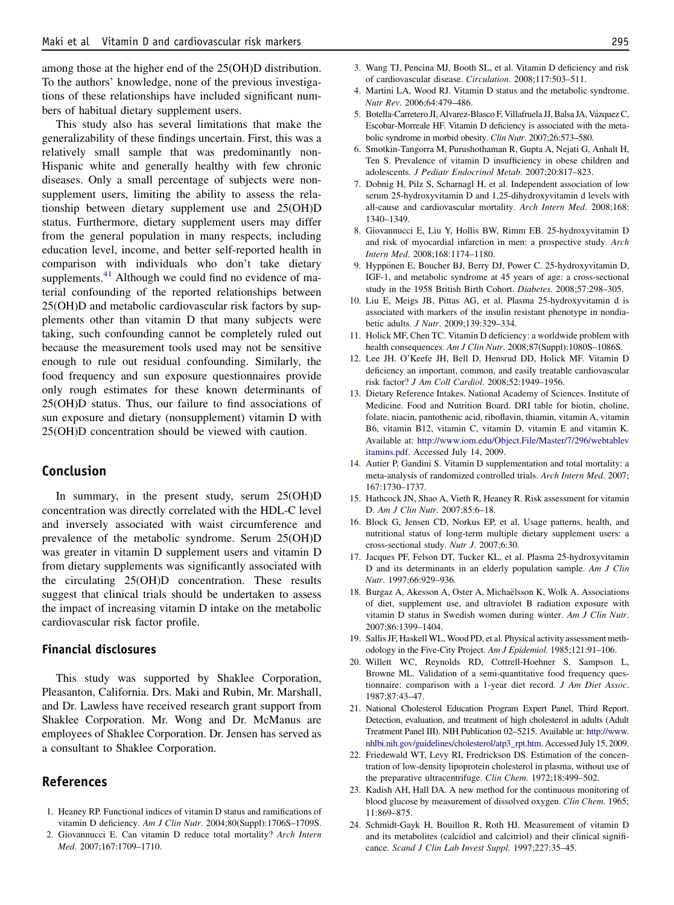among those at the higher end of the 25(OH)D distribution. To the authors' knowledge, none of the previous investigations of these relationships have included significant numbers of habitual dietary supplement users.

This study also has several limitations that make the generalizability of these findings uncertain. First, this was a relatively small sample that was predominantly non-Hispanic white and generally healthy with few chronic diseases. Only a small percentage of subjects were nonsupplement users, limiting the ability to assess the relationship between dietary supplement use and 25(OH)D status. Furthermore, dietary supplement users may differ from the general population in many respects, including education level, income, and better self-reported health in comparison with individuals who don't take dietary supplements.[41] Although we could find no evidence of material confounding of the reported relationships between 25(OH)D and metabolic cardiovascular risk factors by supplements other than vitamin D that many subjects were taking, such confounding cannot be completely ruled out because the measurement tools used may not be sensitive enough to rule out residual confounding. Similarly, the food frequency and sun exposure questionnaires provide only rough estimates for these known determinants of 25(OH)D status. Thus, our failure to find associations of sun exposure and dietary (nonsupplement) vitamin D with 25(OH)D concentration should be viewed with caution.

## Conclusion

In summary, in the present study, serum 25(OH)D concentration was directly correlated with the HDL-C level and inversely associated with waist circumference and prevalence of the metabolic syndrome. Serum 25(OH)D was greater in vitamin D supplement users and vitamin D from dietary supplements was significantly associated with the circulating 25(OH)D concentration. These results suggest that clinical trials should be undertaken to assess the impact of increasing vitamin D intake on the metabolic cardiovascular risk factor profile.

## Financial disclosures

This study was supported by Shaklee Corporation, Pleasanton, California. Drs. Maki and Rubin, Mr. Marshall, and Dr. Lawless have received research grant support from Shaklee Corporation. Mr. Wong and Dr. McManus are employees of Shaklee Corporation. Dr. Jensen has served as a consultant to Shaklee Corporation.

## References

1. Heaney RP. Functional indices of vitamin D status and ramifications of vitamin D deficiency. *Am J Clin Nutr*. 2004;80(Suppl):1706S–1709S.
2. Giovannucci E. Can vitamin D reduce total mortality? *Arch Intern Med*. 2007;167:1709–1710.
3. Wang TJ, Pencina MJ, Booth SL, et al. Vitamin D deficiency and risk of cardiovascular disease. *Circulation*. 2008;117:503–511.
4. Martini LA, Wood RJ. Vitamin D status and the metabolic syndrome. *Nutr Rev*. 2006;64:479–486.
5. Botella-Carretero JI, Alvarez-Blasco F, Villafruela JJ, Balsa JA, Vázquez C, Escobar-Morreale HF. Vitamin D deficiency is associated with the metabolic syndrome in morbid obesity. *Clin Nutr*. 2007;26:573–580.
6. Smotkin-Tangorra M, Purushothaman R, Gupta A, Nejati G, Anhalt H, Ten S. Prevalence of vitamin D insufficiency in obese children and adolescents. *J Pediatr Endocrinol Metab*. 2007;20:817–823.
7. Dobnig H, Pilz S, Scharnagl H, et al. Independent association of low serum 25-hydroxyvitamin D and 1,25-dihydroxyvitamin d levels with all-cause and cardiovascular mortality. *Arch Intern Med*. 2008;168:1340–1349.
8. Giovannucci E, Liu Y, Hollis BW, Rimm EB. 25-hydroxyvitamin D and risk of myocardial infarction in men: a prospective study. *Arch Intern Med*. 2008;168:1174–1180.
9. Hyppönen E, Boucher BJ, Berry DJ, Power C. 25-hydroxyvitamin D, IGF-1, and metabolic syndrome at 45 years of age: a cross-sectional study in the 1958 British Birth Cohort. *Diabetes*. 2008;57:298–305.
10. Liu E, Meigs JB, Pittas AG, et al. Plasma 25-hydroxyvitamin d is associated with markers of the insulin resistant phenotype in nondiabetic adults. *J Nutr*. 2009;139:329–334.
11. Holick MF, Chen TC. Vitamin D deficiency: a worldwide problem with health consequences. *Am J Clin Nutr*. 2008;87(Suppl):1080S–1086S.
12. Lee JH. O'Keefe JH, Bell D, Hensrud DD, Holick MF. Vitamin D deficiency an important, common, and easily treatable cardiovascular risk factor? *J Am Coll Cardiol*. 2008;52:1949–1956.
13. Dietary Reference Intakes. National Academy of Sciences. Institute of Medicine. Food and Nutrition Board. DRI table for biotin, choline, folate, niacin, pantothenic acid, riboflavin, thiamin, vitamin A, vitamin B6, vitamin B12, vitamin C, vitamin D, vitamin E and vitamin K. Available at: http://www.iom.edu/Object.File/Master/7/296/webtablevitamins.pdf. Accessed July 14, 2009.
14. Autier P, Gandini S. Vitamin D supplementation and total mortality: a meta-analysis of randomized controlled trials. *Arch Intern Med*. 2007;167:1730–1737.
15. Hathcock JN, Shao A, Vieth R, Heaney R. Risk assessment for vitamin D. *Am J Clin Nutr*. 2007;85:6–18.
16. Block G, Jensen CD, Norkus EP, et al. Usage patterns, health, and nutritional status of long-term multiple dietary supplement users: a cross-sectional study. *Nutr J*. 2007;6:30.
17. Jacques PF, Felson DT, Tucker KL, et al. Plasma 25-hydroxyvitamin D and its determinants in an elderly population sample. *Am J Clin Nutr*. 1997;66:929–936.
18. Burgaz A, Akesson A, Oster A, Michaëlsson K, Wolk A. Associations of diet, supplement use, and ultraviolet B radiation exposure with vitamin D status in Swedish women during winter. *Am J Clin Nutr*. 2007;86:1399–1404.
19. Sallis JF, Haskell WL, Wood PD, et al. Physical activity assessment methodology in the Five-City Project. *Am J Epidemiol*. 1985;121:91–106.
20. Willett WC, Reynolds RD, Cottrell-Hoehner S, Sampson L, Browne ML. Validation of a semi-quantitative food frequency questionnaire: comparison with a 1-year diet record. *J Am Diet Assoc*. 1987;87:43–47.
21. National Cholesterol Education Program Expert Panel, Third Report. Detection, evaluation, and treatment of high cholesterol in adults (Adult Treatment Panel III). NIH Publication 02–5215. Available at: http://www.nhlbi.nih.gov/guidelines/cholesterol/atp3_rpt.htm. Accessed July 15, 2009.
22. Friedewald WT, Levy RI, Fredrickson DS. Estimation of the concentration of low-density lipoprotein cholesterol in plasma, without use of the preparative ultracentrifuge. *Clin Chem*. 1972;18:499–502.
23. Kadish AH, Hall DA. A new method for the continuous monitoring of blood glucose by measurement of dissolved oxygen. *Clin Chem*. 1965;11:869–875.
24. Schmidt-Gayk H, Bouillon R, Roth HJ. Measurement of vitamin D and its metabolites (calcidiol and calcitriol) and their clinical significance. *Scand J Clin Lab Invest Suppl*. 1997;227:35–45.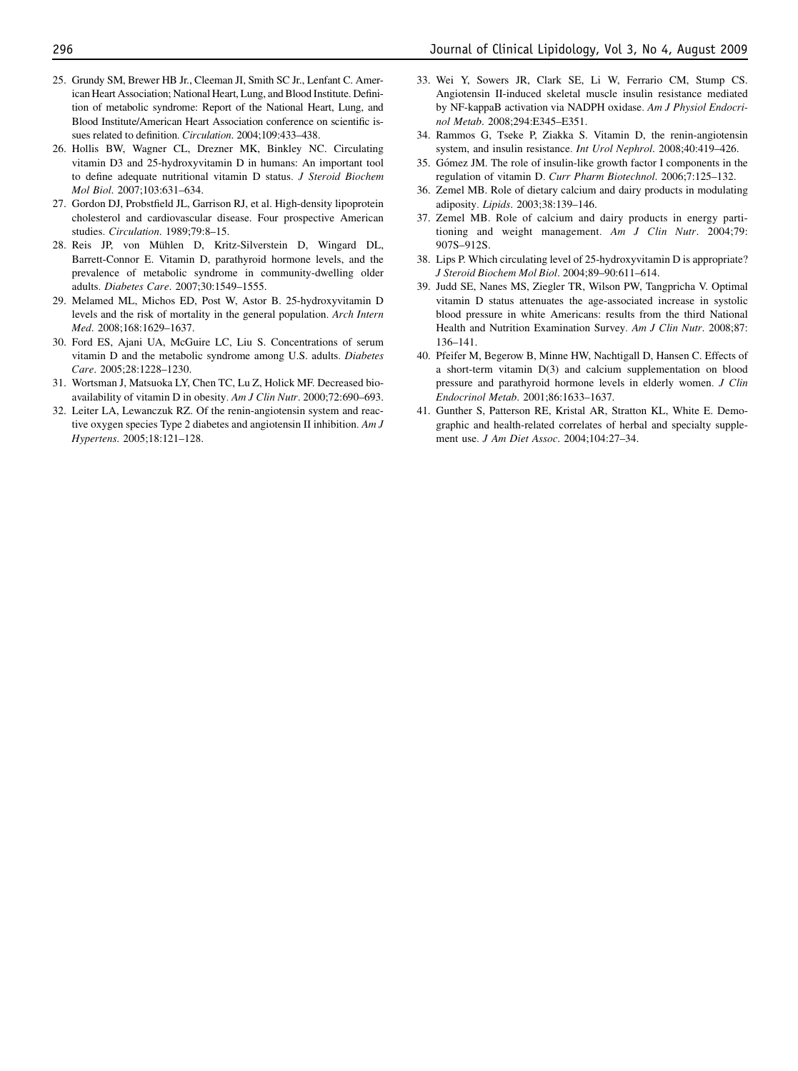25. Grundy SM, Brewer HB Jr., Cleeman JI, Smith SC Jr., Lenfant C. American Heart Association; National Heart, Lung, and Blood Institute. Definition of metabolic syndrome: Report of the National Heart, Lung, and Blood Institute/American Heart Association conference on scientific issues related to definition. *Circulation*. 2004;109:433–438.
26. Hollis BW, Wagner CL, Drezner MK, Binkley NC. Circulating vitamin D3 and 25-hydroxyvitamin D in humans: An important tool to define adequate nutritional vitamin D status. *J Steroid Biochem Mol Biol*. 2007;103:631–634.
27. Gordon DJ, Probstfield JL, Garrison RJ, et al. High-density lipoprotein cholesterol and cardiovascular disease. Four prospective American studies. *Circulation*. 1989;79:8–15.
28. Reis JP, von Mühlen D, Kritz-Silverstein D, Wingard DL, Barrett-Connor E. Vitamin D, parathyroid hormone levels, and the prevalence of metabolic syndrome in community-dwelling older adults. *Diabetes Care*. 2007;30:1549–1555.
29. Melamed ML, Michos ED, Post W, Astor B. 25-hydroxyvitamin D levels and the risk of mortality in the general population. *Arch Intern Med*. 2008;168:1629–1637.
30. Ford ES, Ajani UA, McGuire LC, Liu S. Concentrations of serum vitamin D and the metabolic syndrome among U.S. adults. *Diabetes Care*. 2005;28:1228–1230.
31. Wortsman J, Matsuoka LY, Chen TC, Lu Z, Holick MF. Decreased bioavailability of vitamin D in obesity. *Am J Clin Nutr*. 2000;72:690–693.
32. Leiter LA, Lewanczuk RZ. Of the renin-angiotensin system and reactive oxygen species Type 2 diabetes and angiotensin II inhibition. *Am J Hypertens*. 2005;18:121–128.
33. Wei Y, Sowers JR, Clark SE, Li W, Ferrario CM, Stump CS. Angiotensin II-induced skeletal muscle insulin resistance mediated by NF-kappaB activation via NADPH oxidase. *Am J Physiol Endocrinol Metab*. 2008;294:E345–E351.
34. Rammos G, Tseke P, Ziakka S. Vitamin D, the renin-angiotensin system, and insulin resistance. *Int Urol Nephrol*. 2008;40:419–426.
35. Gómez JM. The role of insulin-like growth factor I components in the regulation of vitamin D. *Curr Pharm Biotechnol*. 2006;7:125–132.
36. Zemel MB. Role of dietary calcium and dairy products in modulating adiposity. *Lipids*. 2003;38:139–146.
37. Zemel MB. Role of calcium and dairy products in energy partitioning and weight management. *Am J Clin Nutr*. 2004;79: 907S–912S.
38. Lips P. Which circulating level of 25-hydroxyvitamin D is appropriate? *J Steroid Biochem Mol Biol*. 2004;89–90:611–614.
39. Judd SE, Nanes MS, Ziegler TR, Wilson PW, Tangpricha V. Optimal vitamin D status attenuates the age-associated increase in systolic blood pressure in white Americans: results from the third National Health and Nutrition Examination Survey. *Am J Clin Nutr*. 2008;87: 136–141.
40. Pfeifer M, Begerow B, Minne HW, Nachtigall D, Hansen C. Effects of a short-term vitamin D(3) and calcium supplementation on blood pressure and parathyroid hormone levels in elderly women. *J Clin Endocrinol Metab*. 2001;86:1633–1637.
41. Gunther S, Patterson RE, Kristal AR, Stratton KL, White E. Demographic and health-related correlates of herbal and specialty supplement use. *J Am Diet Assoc*. 2004;104:27–34.